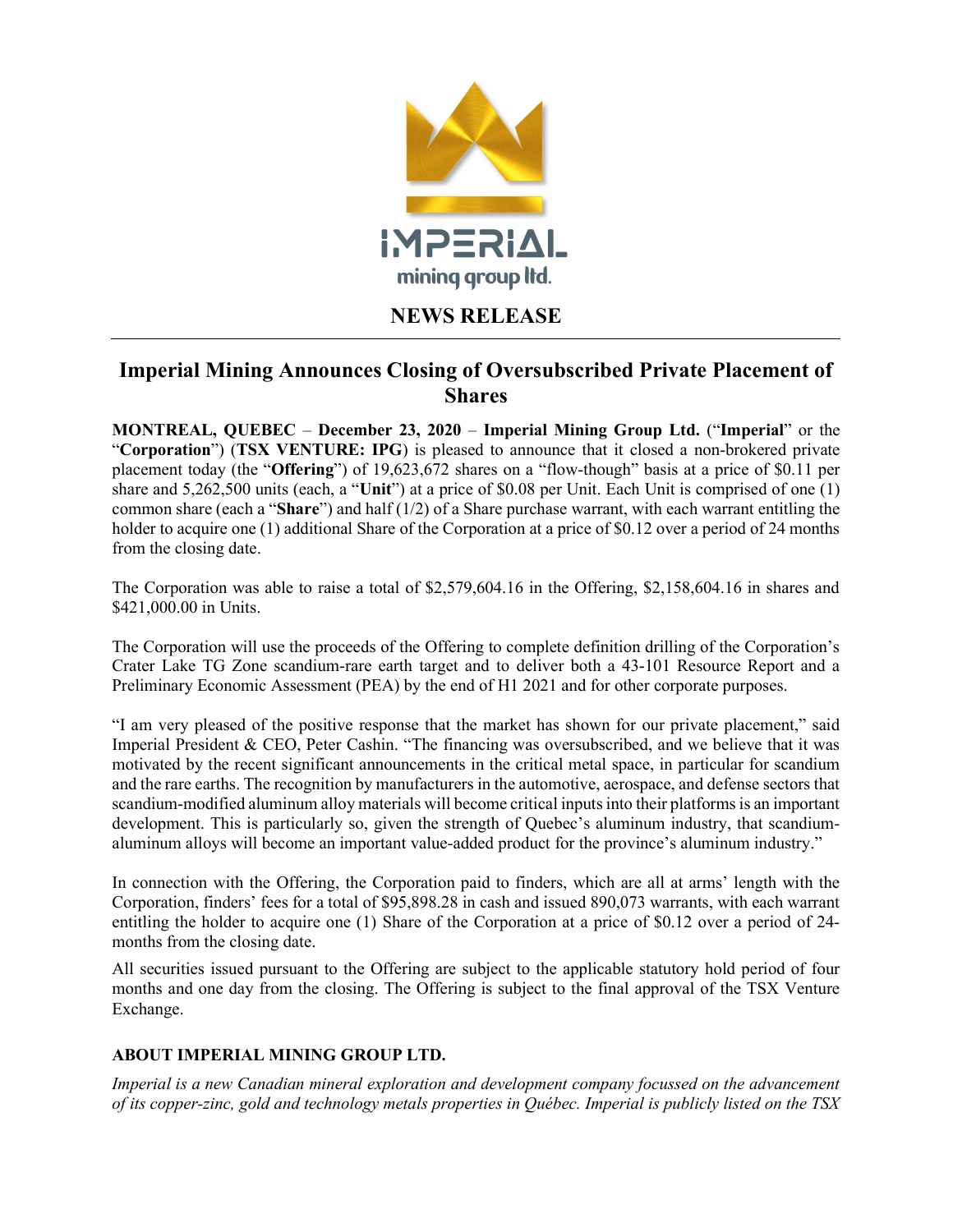**NEWS RELEASE**

# Imperial Mining Announces Closing of Oversubscribed Private Placement of Shares

**MONTREAL, QUEBEC** – **December 23, 2020** – **Imperial Mining Group Ltd.** ("**Imperial**" or the "**Corporation**") (**TSX VENTURE: IPG**) is pleased to announce that it closed a non-brokered private placement today (the "**Offering**") of 19,623,672 shares on a "flow-though" basis at a price of $0.11 per share and 5,262,500 units (each, a "**Unit**") at a price of $0.08 per Unit. Each Unit is comprised of one (1) common share (each a "**Share**") and half (1/2) of a Share purchase warrant, with each warrant entitling the holder to acquire one (1) additional Share of the Corporation at a price of $0.12 over a period of 24 months from the closing date.

The Corporation was able to raise a total of $2,579,604.16 in the Offering, $2,158,604.16 in shares and $421,000.00 in Units.

The Corporation will use the proceeds of the Offering to complete definition drilling of the Corporation's Crater Lake TG Zone scandium-rare earth target and to deliver both a 43-101 Resource Report and a Preliminary Economic Assessment (PEA) by the end of H1 2021 and for other corporate purposes.

"I am very pleased of the positive response that the market has shown for our private placement," said Imperial President & CEO, Peter Cashin. "The financing was oversubscribed, and we believe that it was motivated by the recent significant announcements in the critical metal space, in particular for scandium and the rare earths. The recognition by manufacturers in the automotive, aerospace, and defense sectors that scandium-modified aluminum alloy materials will become critical inputs into their platforms is an important development. This is particularly so, given the strength of Quebec's aluminum industry, that scandium-aluminum alloys will become an important value-added product for the province's aluminum industry."

In connection with the Offering, the Corporation paid to finders, which are all at arms' length with the Corporation, finders' fees for a total of $95,898.28 in cash and issued 890,073 warrants, with each warrant entitling the holder to acquire one (1) Share of the Corporation at a price of $0.12 over a period of 24-months from the closing date.

All securities issued pursuant to the Offering are subject to the applicable statutory hold period of four months and one day from the closing. The Offering is subject to the final approval of the TSX Venture Exchange.

## ABOUT IMPERIAL MINING GROUP LTD.

*Imperial is a new Canadian mineral exploration and development company focussed on the advancement of its copper-zinc, gold and technology metals properties in Québec. Imperial is publicly listed on the TSX*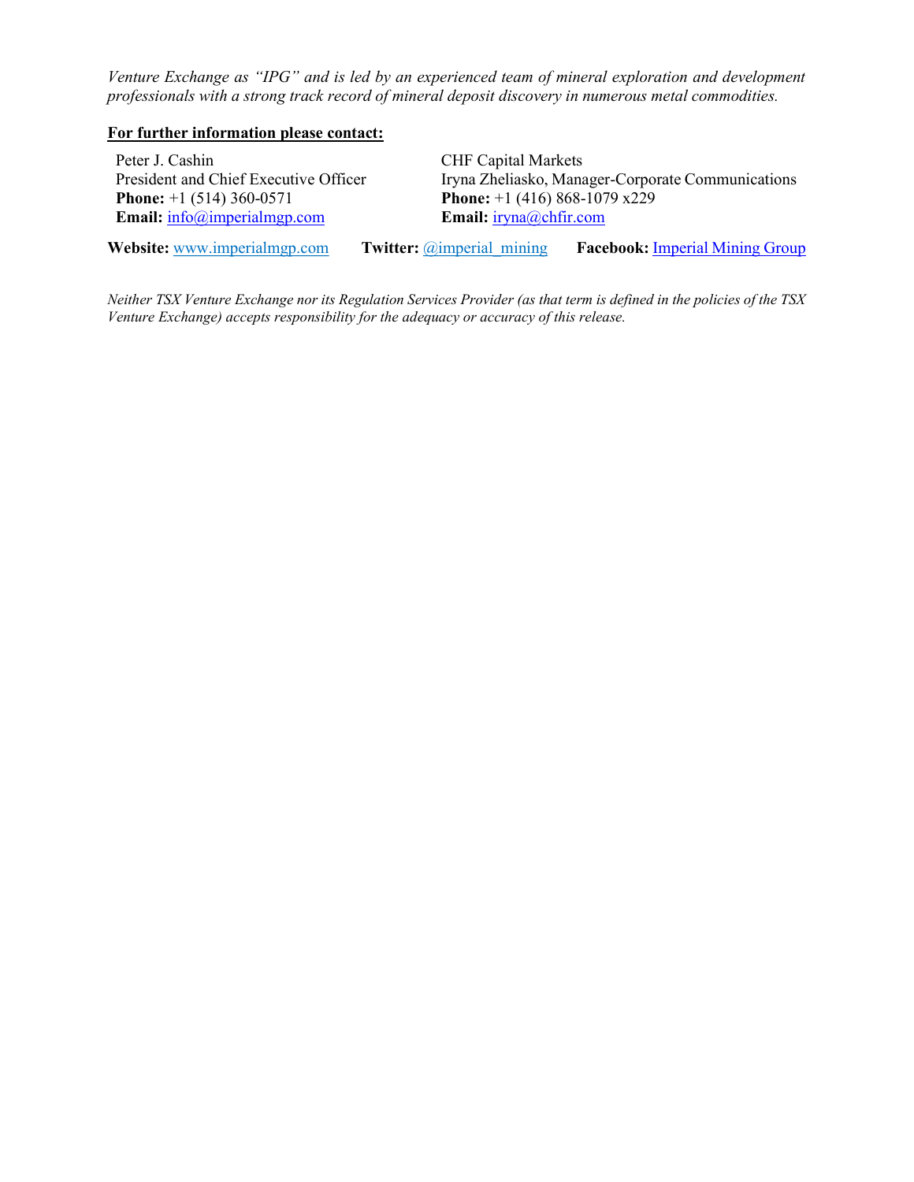*Venture Exchange as "IPG" and is led by an experienced team of mineral exploration and development professionals with a strong track record of mineral deposit discovery in numerous metal commodities.*

**For further information please contact:**

Peter J. Cashin
President and Chief Executive Officer
**Phone:** +1 (514) 360-0571
**Email:** info@imperialmgp.com

CHF Capital Markets
Iryna Zheliasko, Manager-Corporate Communications
**Phone:** +1 (416) 868-1079 x229
**Email:** iryna@chfir.com

**Website:** www.imperialmgp.com **Twitter:** @imperial_mining **Facebook:** Imperial Mining Group

*Neither TSX Venture Exchange nor its Regulation Services Provider (as that term is defined in the policies of the TSX Venture Exchange) accepts responsibility for the adequacy or accuracy of this release.*